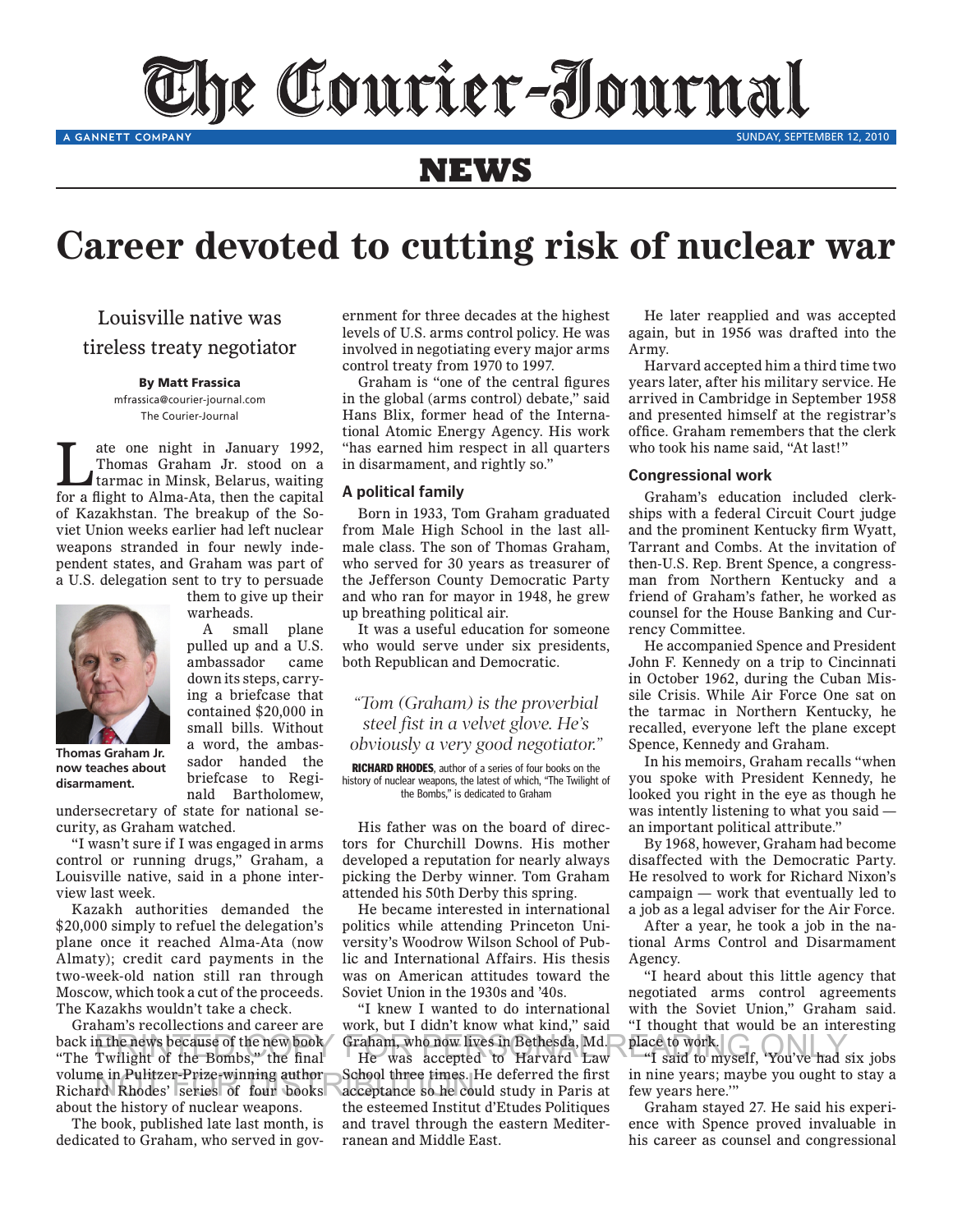# The Courier-Journal

A GANNETT COMPANY — SUNDAY, SEPTEMBER 12, 2010

## NEWS

# Career devoted to cutting risk of nuclear war

### Louisville native was tireless treaty negotiator

**By Matt Frassica**
mfrassica@courier-journal.com
The Courier-Journal

Late one night in January 1992, Thomas Graham Jr. stood on a tarmac in Minsk, Belarus, waiting for a flight to Alma-Ata, then the capital of Kazakhstan. The breakup of the Soviet Union weeks earlier had left nuclear weapons stranded in four newly independent states, and Graham was part of a U.S. delegation sent to try to persuade them to give up their warheads.

Thomas Graham Jr. now teaches about disarmament.

A small plane pulled up and a U.S. ambassador came down its steps, carrying a briefcase that contained $20,000 in small bills. Without a word, the ambassador handed the briefcase to Reginald Bartholomew, undersecretary of state for national security, as Graham watched.

"I wasn't sure if I was engaged in arms control or running drugs," Graham, a Louisville native, said in a phone interview last week.

Kazakh authorities demanded the $20,000 simply to refuel the delegation's plane once it reached Alma-Ata (now Almaty); credit card payments in the two-week-old nation still ran through Moscow, which took a cut of the proceeds. The Kazakhs wouldn't take a check.

Graham's recollections and career are back in the news because of the new book "The Twilight of the Bombs," the final volume in Pulitzer-Prize-winning author Richard Rhodes' series of four books about the history of nuclear weapons.

The book, published late last month, is dedicated to Graham, who served in government for three decades at the highest levels of U.S. arms control policy. He was involved in negotiating every major arms control treaty from 1970 to 1997.

Graham is "one of the central figures in the global (arms control) debate," said Hans Blix, former head of the International Atomic Energy Agency. His work "has earned him respect in all quarters in disarmament, and rightly so."

### A political family

Born in 1933, Tom Graham graduated from Male High School in the last all-male class. The son of Thomas Graham, who served for 30 years as treasurer of the Jefferson County Democratic Party and who ran for mayor in 1948, he grew up breathing political air.

It was a useful education for someone who would serve under six presidents, both Republican and Democratic.

> *"Tom (Graham) is the proverbial steel fist in a velvet glove. He's obviously a very good negotiator."*
>
> **RICHARD RHODES**, author of a series of four books on the history of nuclear weapons, the latest of which, "The Twilight of the Bombs," is dedicated to Graham

His father was on the board of directors for Churchill Downs. His mother developed a reputation for nearly always picking the Derby winner. Tom Graham attended his 50th Derby this spring.

He became interested in international politics while attending Princeton University's Woodrow Wilson School of Public and International Affairs. His thesis was on American attitudes toward the Soviet Union in the 1930s and '40s.

"I knew I wanted to do international work, but I didn't know what kind," said Graham, who now lives in Bethesda, Md.

He was accepted to Harvard Law School three times. He deferred the first acceptance so he could study in Paris at the esteemed Institut d'Etudes Politiques and travel through the eastern Mediterranean and Middle East.

He later reapplied and was accepted again, but in 1956 was drafted into the Army.

Harvard accepted him a third time two years later, after his military service. He arrived in Cambridge in September 1958 and presented himself at the registrar's office. Graham remembers that the clerk who took his name said, "At last!"

### Congressional work

Graham's education included clerkships with a federal Circuit Court judge and the prominent Kentucky firm Wyatt, Tarrant and Combs. At the invitation of then-U.S. Rep. Brent Spence, a congressman from Northern Kentucky and a friend of Graham's father, he worked as counsel for the House Banking and Currency Committee.

He accompanied Spence and President John F. Kennedy on a trip to Cincinnati in October 1962, during the Cuban Missile Crisis. While Air Force One sat on the tarmac in Northern Kentucky, he recalled, everyone left the plane except Spence, Kennedy and Graham.

In his memoirs, Graham recalls "when you spoke with President Kennedy, he looked you right in the eye as though he was intently listening to what you said — an important political attribute."

By 1968, however, Graham had become disaffected with the Democratic Party. He resolved to work for Richard Nixon's campaign — work that eventually led to a job as a legal adviser for the Air Force.

After a year, he took a job in the national Arms Control and Disarmament Agency.

"I heard about this little agency that negotiated arms control agreements with the Soviet Union," Graham said. "I thought that would be an interesting place to work.

"I said to myself, 'You've had six jobs in nine years; maybe you ought to stay a few years here.'"

Graham stayed 27. He said his experience with Spence proved invaluable in his career as counsel and congressional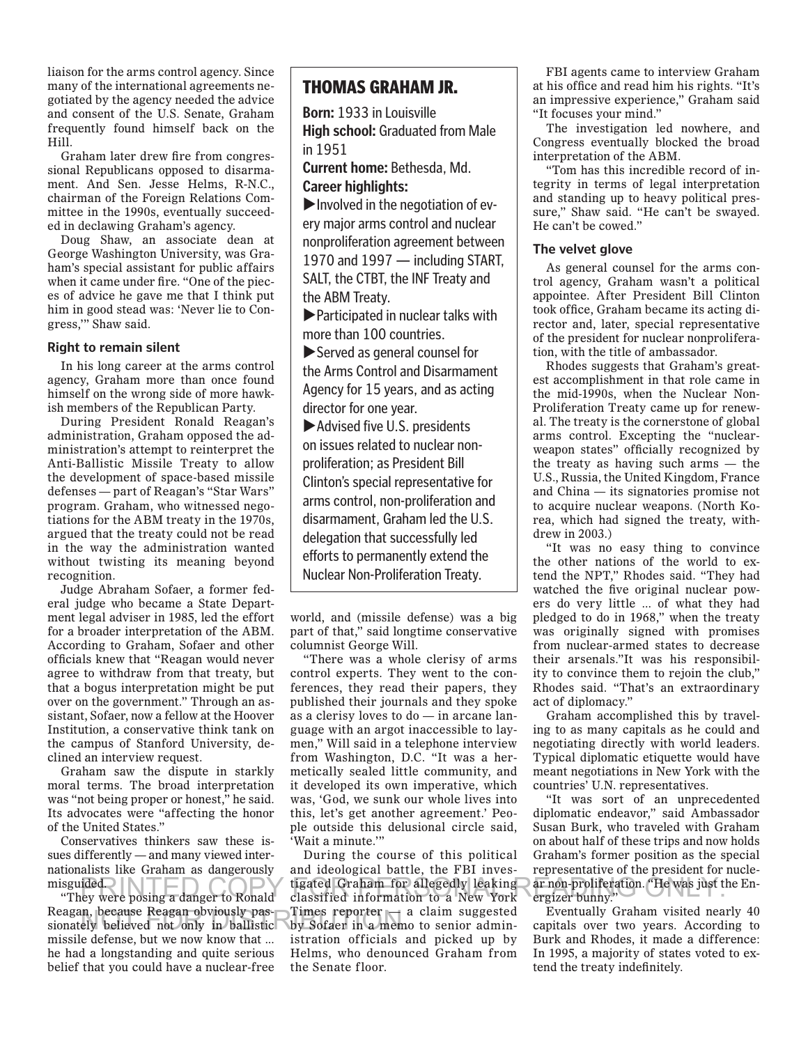liaison for the arms control agency. Since many of the international agreements negotiated by the agency needed the advice and consent of the U.S. Senate, Graham frequently found himself back on the Hill.

Graham later drew fire from congressional Republicans opposed to disarmament. And Sen. Jesse Helms, R-N.C., chairman of the Foreign Relations Committee in the 1990s, eventually succeeded in declawing Graham's agency.

Doug Shaw, an associate dean at George Washington University, was Graham's special assistant for public affairs when it came under fire. "One of the pieces of advice he gave me that I think put him in good stead was: 'Never lie to Congress,'" Shaw said.

### Right to remain silent

In his long career at the arms control agency, Graham more than once found himself on the wrong side of more hawkish members of the Republican Party.

During President Ronald Reagan's administration, Graham opposed the administration's attempt to reinterpret the Anti-Ballistic Missile Treaty to allow the development of space-based missile defenses — part of Reagan's "Star Wars" program. Graham, who witnessed negotiations for the ABM treaty in the 1970s, argued that the treaty could not be read in the way the administration wanted without twisting its meaning beyond recognition.

Judge Abraham Sofaer, a former federal judge who became a State Department legal adviser in 1985, led the effort for a broader interpretation of the ABM. According to Graham, Sofaer and other officials knew that "Reagan would never agree to withdraw from that treaty, but that a bogus interpretation might be put over on the government." Through an assistant, Sofaer, now a fellow at the Hoover Institution, a conservative think tank on the campus of Stanford University, declined an interview request.

Graham saw the dispute in starkly moral terms. The broad interpretation was "not being proper or honest," he said. Its advocates were "affecting the honor of the United States."

Conservatives thinkers saw these issues differently — and many viewed internationalists like Graham as dangerously misguided.

"They were posing a danger to Ronald Reagan, because Reagan obviously passionately believed not only in ballistic missile defense, but we now know that ... he had a longstanding and quite serious belief that you could have a nuclear-free world, and (missile defense) was a big part of that," said longtime conservative columnist George Will.

"There was a whole clerisy of arms control experts. They went to the conferences, they read their papers, they published their journals and they spoke as a clerisy loves to do — in arcane language with an argot inaccessible to laymen," Will said in a telephone interview from Washington, D.C. "It was a hermetically sealed little community, and it developed its own imperative, which was, 'God, we sunk our whole lives into this, let's get another agreement.' People outside this delusional circle said, 'Wait a minute.'"

During the course of this political and ideological battle, the FBI investigated Graham for allegedly leaking classified information to a New York Times reporter — a claim suggested by Sofaer in a memo to senior administration officials and picked up by Helms, who denounced Graham from the Senate floor.

> ## THOMAS GRAHAM JR.
>
> **Born:** 1933 in Louisville
>
> **High school:** Graduated from Male in 1951
>
> **Current home:** Bethesda, Md.
>
> **Career highlights:**
>
> ▶Involved in the negotiation of every major arms control and nuclear nonproliferation agreement between 1970 and 1997 — including START, SALT, the CTBT, the INF Treaty and the ABM Treaty.
>
> ▶Participated in nuclear talks with more than 100 countries.
>
> ▶Served as general counsel for the Arms Control and Disarmament Agency for 15 years, and as acting director for one year.
>
> ▶Advised five U.S. presidents on issues related to nuclear nonproliferation; as President Bill Clinton's special representative for arms control, non-proliferation and disarmament, Graham led the U.S. delegation that successfully led efforts to permanently extend the Nuclear Non-Proliferation Treaty.

FBI agents came to interview Graham at his office and read him his rights. "It's an impressive experience," Graham said "It focuses your mind."

The investigation led nowhere, and Congress eventually blocked the broad interpretation of the ABM.

"Tom has this incredible record of integrity in terms of legal interpretation and standing up to heavy political pressure," Shaw said. "He can't be swayed. He can't be cowed."

### The velvet glove

As general counsel for the arms control agency, Graham wasn't a political appointee. After President Bill Clinton took office, Graham became its acting director and, later, special representative of the president for nuclear nonproliferation, with the title of ambassador.

Rhodes suggests that Graham's greatest accomplishment in that role came in the mid-1990s, when the Nuclear Non-Proliferation Treaty came up for renewal. The treaty is the cornerstone of global arms control. Excepting the "nuclear-weapon states" officially recognized by the treaty as having such arms — the U.S., Russia, the United Kingdom, France and China — its signatories promise not to acquire nuclear weapons. (North Korea, which had signed the treaty, withdrew in 2003.)

"It was no easy thing to convince the other nations of the world to extend the NPT," Rhodes said. "They had watched the five original nuclear powers do very little ... of what they had pledged to do in 1968," when the treaty was originally signed with promises from nuclear-armed states to decrease their arsenals."It was his responsibility to convince them to rejoin the club," Rhodes said. "That's an extraordinary act of diplomacy."

Graham accomplished this by traveling to as many capitals as he could and negotiating directly with world leaders. Typical diplomatic etiquette would have meant negotiations in New York with the countries' U.N. representatives.

"It was sort of an unprecedented diplomatic endeavor," said Ambassador Susan Burk, who traveled with Graham on about half of these trips and now holds Graham's former position as the special representative of the president for nuclear non-proliferation. "He was just the Energizer bunny."

Eventually Graham visited nearly 40 capitals over two years. According to Burk and Rhodes, it made a difference: In 1995, a majority of states voted to extend the treaty indefinitely.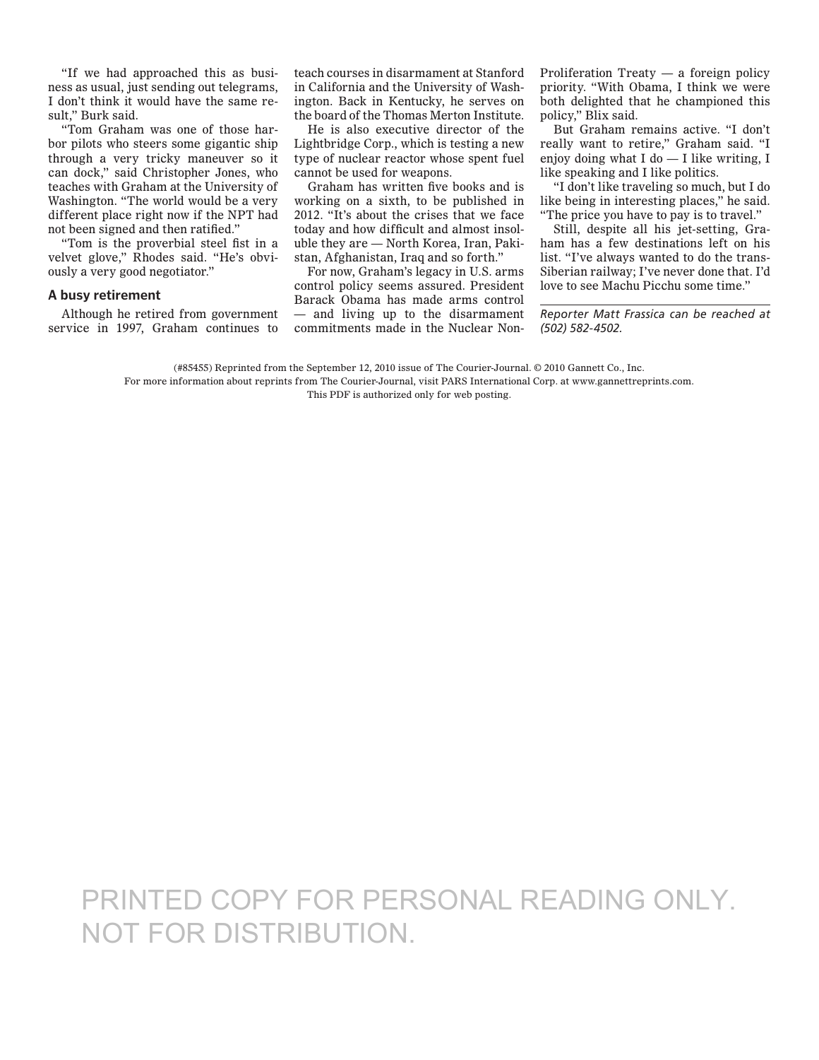"If we had approached this as business as usual, just sending out telegrams, I don't think it would have the same result," Burk said.

"Tom Graham was one of those harbor pilots who steers some gigantic ship through a very tricky maneuver so it can dock," said Christopher Jones, who teaches with Graham at the University of Washington. "The world would be a very different place right now if the NPT had not been signed and then ratified."

"Tom is the proverbial steel fist in a velvet glove," Rhodes said. "He's obviously a very good negotiator."

### A busy retirement

Although he retired from government service in 1997, Graham continues to teach courses in disarmament at Stanford in California and the University of Washington. Back in Kentucky, he serves on the board of the Thomas Merton Institute.

He is also executive director of the Lightbridge Corp., which is testing a new type of nuclear reactor whose spent fuel cannot be used for weapons.

Graham has written five books and is working on a sixth, to be published in 2012. "It's about the crises that we face today and how difficult and almost insoluble they are — North Korea, Iran, Pakistan, Afghanistan, Iraq and so forth."

For now, Graham's legacy in U.S. arms control policy seems assured. President Barack Obama has made arms control — and living up to the disarmament commitments made in the Nuclear Non-Proliferation Treaty — a foreign policy priority. "With Obama, I think we were both delighted that he championed this policy," Blix said.

But Graham remains active. "I don't really want to retire," Graham said. "I enjoy doing what I do — I like writing, I like speaking and I like politics.

"I don't like traveling so much, but I do like being in interesting places," he said. "The price you have to pay is to travel."

Still, despite all his jet-setting, Graham has a few destinations left on his list. "I've always wanted to do the trans-Siberian railway; I've never done that. I'd love to see Machu Picchu some time."

*Reporter Matt Frassica can be reached at (502) 582-4502.*

(#85455) Reprinted from the September 12, 2010 issue of The Courier-Journal. © 2010 Gannett Co., Inc.
For more information about reprints from The Courier-Journal, visit PARS International Corp. at www.gannettreprints.com.
This PDF is authorized only for web posting.

PRINTED COPY FOR PERSONAL READING ONLY.
NOT FOR DISTRIBUTION.